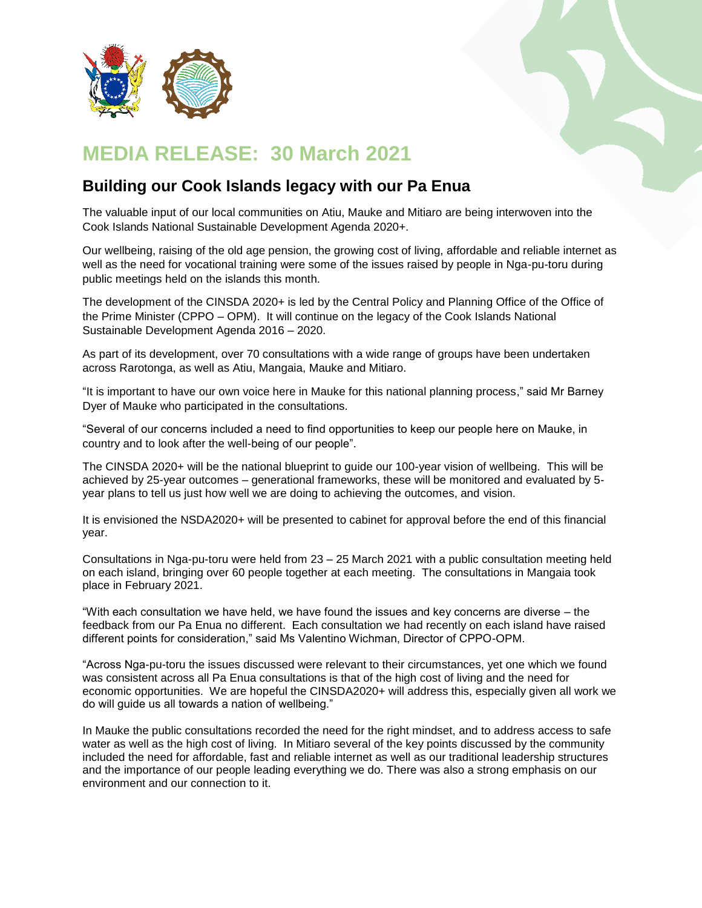# MEDIA RELEASE: 30 March 2021

## Building our Cook Islands legacy with our Pa Enua

The valuable input of our local communities on Atiu, Mauke and Mitiaro are being interwoven into the Cook Islands National Sustainable Development Agenda 2020+.

Our wellbeing, raising of the old age pension, the growing cost of living, affordable and reliable internet as well as the need for vocational training were some of the issues raised by people in Nga-pu-toru during public meetings held on the islands this month.

The development of the CINSDA 2020+ is led by the Central Policy and Planning Office of the Office of the Prime Minister (CPPO – OPM). It will continue on the legacy of the Cook Islands National Sustainable Development Agenda 2016 – 2020.

As part of its development, over 70 consultations with a wide range of groups have been undertaken across Rarotonga, as well as Atiu, Mangaia, Mauke and Mitiaro.

"It is important to have our own voice here in Mauke for this national planning process," said Mr Barney Dyer of Mauke who participated in the consultations.

"Several of our concerns included a need to find opportunities to keep our people here on Mauke, in country and to look after the well-being of our people".

The CINSDA 2020+ will be the national blueprint to guide our 100-year vision of wellbeing. This will be achieved by 25-year outcomes – generational frameworks, these will be monitored and evaluated by 5-year plans to tell us just how well we are doing to achieving the outcomes, and vision.

It is envisioned the NSDA2020+ will be presented to cabinet for approval before the end of this financial year.

Consultations in Nga-pu-toru were held from 23 – 25 March 2021 with a public consultation meeting held on each island, bringing over 60 people together at each meeting. The consultations in Mangaia took place in February 2021.

"With each consultation we have held, we have found the issues and key concerns are diverse – the feedback from our Pa Enua no different. Each consultation we had recently on each island have raised different points for consideration," said Ms Valentino Wichman, Director of CPPO-OPM.

"Across Nga-pu-toru the issues discussed were relevant to their circumstances, yet one which we found was consistent across all Pa Enua consultations is that of the high cost of living and the need for economic opportunities. We are hopeful the CINSDA2020+ will address this, especially given all work we do will guide us all towards a nation of wellbeing."

In Mauke the public consultations recorded the need for the right mindset, and to address access to safe water as well as the high cost of living. In Mitiaro several of the key points discussed by the community included the need for affordable, fast and reliable internet as well as our traditional leadership structures and the importance of our people leading everything we do. There was also a strong emphasis on our environment and our connection to it.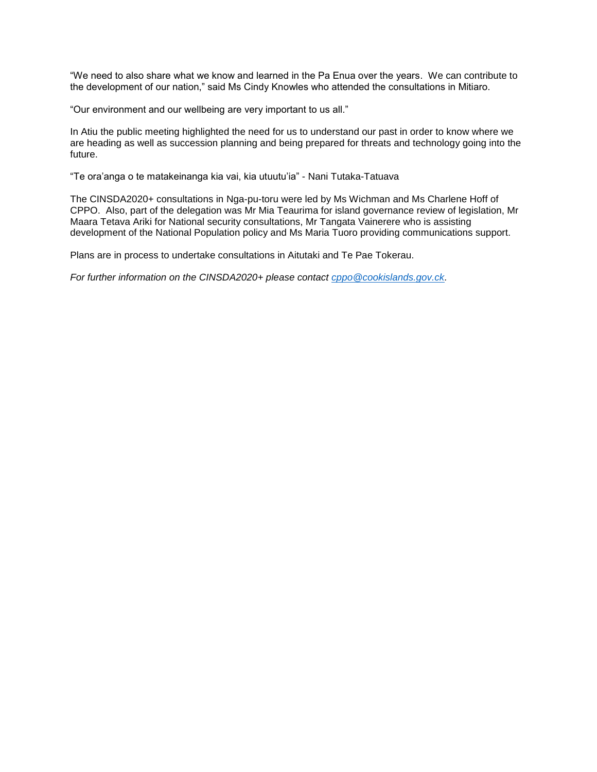"We need to also share what we know and learned in the Pa Enua over the years. We can contribute to the development of our nation," said Ms Cindy Knowles who attended the consultations in Mitiaro.

"Our environment and our wellbeing are very important to us all."

In Atiu the public meeting highlighted the need for us to understand our past in order to know where we are heading as well as succession planning and being prepared for threats and technology going into the future.

"Te ora'anga o te matakeinanga kia vai, kia utuutu'ia" - Nani Tutaka-Tatuava

The CINSDA2020+ consultations in Nga-pu-toru were led by Ms Wichman and Ms Charlene Hoff of CPPO. Also, part of the delegation was Mr Mia Teaurima for island governance review of legislation, Mr Maara Tetava Ariki for National security consultations, Mr Tangata Vainerere who is assisting development of the National Population policy and Ms Maria Tuoro providing communications support.

Plans are in process to undertake consultations in Aitutaki and Te Pae Tokerau.

*For further information on the CINSDA2020+ please contact cppo@cookislands.gov.ck.*